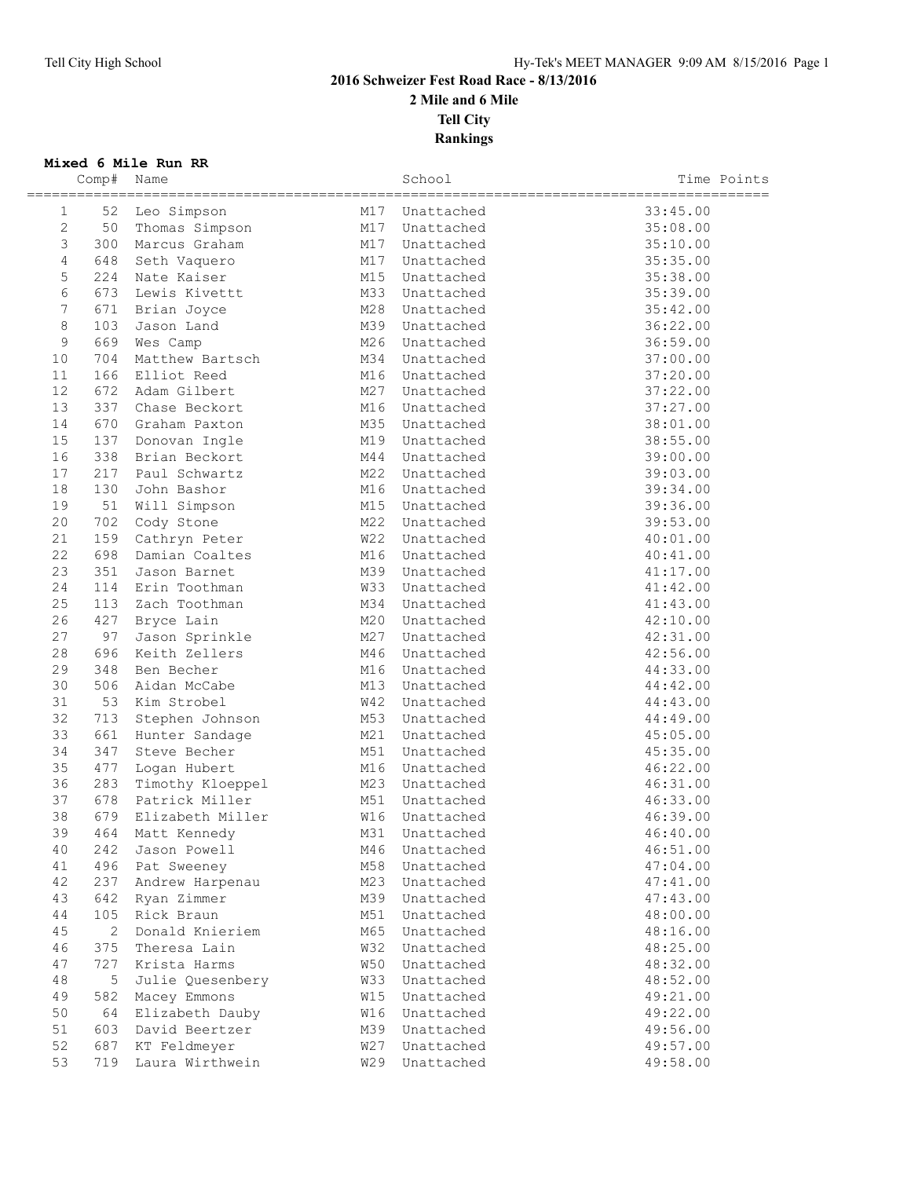# 2016 Schweizer Fest Road Race - 8/13/2016

## 2 Mile and 6 Mile

## Tell City

## Rankings

### Mixed 6 Mile Run RR

| | Comp# | Name | | School | Time | Points |
|---|---|---|---|---|---|---|
| 1 | 52 | Leo Simpson | M17 | Unattached | 33:45.00 | |
| 2 | 50 | Thomas Simpson | M17 | Unattached | 35:08.00 | |
| 3 | 300 | Marcus Graham | M17 | Unattached | 35:10.00 | |
| 4 | 648 | Seth Vaquero | M17 | Unattached | 35:35.00 | |
| 5 | 224 | Nate Kaiser | M15 | Unattached | 35:38.00 | |
| 6 | 673 | Lewis Kivett | M33 | Unattached | 35:39.00 | |
| 7 | 671 | Brian Joyce | M28 | Unattached | 35:42.00 | |
| 8 | 103 | Jason Land | M39 | Unattached | 36:22.00 | |
| 9 | 669 | Wes Camp | M26 | Unattached | 36:59.00 | |
| 10 | 704 | Matthew Bartsch | M34 | Unattached | 37:00.00 | |
| 11 | 166 | Elliot Reed | M16 | Unattached | 37:20.00 | |
| 12 | 672 | Adam Gilbert | M27 | Unattached | 37:22.00 | |
| 13 | 337 | Chase Beckort | M16 | Unattached | 37:27.00 | |
| 14 | 670 | Graham Paxton | M35 | Unattached | 38:01.00 | |
| 15 | 137 | Donovan Ingle | M19 | Unattached | 38:55.00 | |
| 16 | 338 | Brian Beckort | M44 | Unattached | 39:00.00 | |
| 17 | 217 | Paul Schwartz | M22 | Unattached | 39:03.00 | |
| 18 | 130 | John Bashor | M16 | Unattached | 39:34.00 | |
| 19 | 51 | Will Simpson | M15 | Unattached | 39:36.00 | |
| 20 | 702 | Cody Stone | M22 | Unattached | 39:53.00 | |
| 21 | 159 | Cathryn Peter | W22 | Unattached | 40:01.00 | |
| 22 | 698 | Damian Coaltes | M16 | Unattached | 40:41.00 | |
| 23 | 351 | Jason Barnet | M39 | Unattached | 41:17.00 | |
| 24 | 114 | Erin Toothman | W33 | Unattached | 41:42.00 | |
| 25 | 113 | Zach Toothman | M34 | Unattached | 41:43.00 | |
| 26 | 427 | Bryce Lain | M20 | Unattached | 42:10.00 | |
| 27 | 97 | Jason Sprinkle | M27 | Unattached | 42:31.00 | |
| 28 | 696 | Keith Zellers | M46 | Unattached | 42:56.00 | |
| 29 | 348 | Ben Becher | M16 | Unattached | 44:33.00 | |
| 30 | 506 | Aidan McCabe | M13 | Unattached | 44:42.00 | |
| 31 | 53 | Kim Strobel | W42 | Unattached | 44:43.00 | |
| 32 | 713 | Stephen Johnson | M53 | Unattached | 44:49.00 | |
| 33 | 661 | Hunter Sandage | M21 | Unattached | 45:05.00 | |
| 34 | 347 | Steve Becher | M51 | Unattached | 45:35.00 | |
| 35 | 477 | Logan Hubert | M16 | Unattached | 46:22.00 | |
| 36 | 283 | Timothy Kloeppel | M23 | Unattached | 46:31.00 | |
| 37 | 678 | Patrick Miller | M51 | Unattached | 46:33.00 | |
| 38 | 679 | Elizabeth Miller | W16 | Unattached | 46:39.00 | |
| 39 | 464 | Matt Kennedy | M31 | Unattached | 46:40.00 | |
| 40 | 242 | Jason Powell | M46 | Unattached | 46:51.00 | |
| 41 | 496 | Pat Sweeney | M58 | Unattached | 47:04.00 | |
| 42 | 237 | Andrew Harpenau | M23 | Unattached | 47:41.00 | |
| 43 | 642 | Ryan Zimmer | M39 | Unattached | 47:43.00 | |
| 44 | 105 | Rick Braun | M51 | Unattached | 48:00.00 | |
| 45 | 2 | Donald Knieriem | M65 | Unattached | 48:16.00 | |
| 46 | 375 | Theresa Lain | W32 | Unattached | 48:25.00 | |
| 47 | 727 | Krista Harms | W50 | Unattached | 48:32.00 | |
| 48 | 5 | Julie Quesenbery | W33 | Unattached | 48:52.00 | |
| 49 | 582 | Macey Emmons | W15 | Unattached | 49:21.00 | |
| 50 | 64 | Elizabeth Dauby | W16 | Unattached | 49:22.00 | |
| 51 | 603 | David Beertzer | M39 | Unattached | 49:56.00 | |
| 52 | 687 | KT Feldmeyer | W27 | Unattached | 49:57.00 | |
| 53 | 719 | Laura Wirthwein | W29 | Unattached | 49:58.00 | |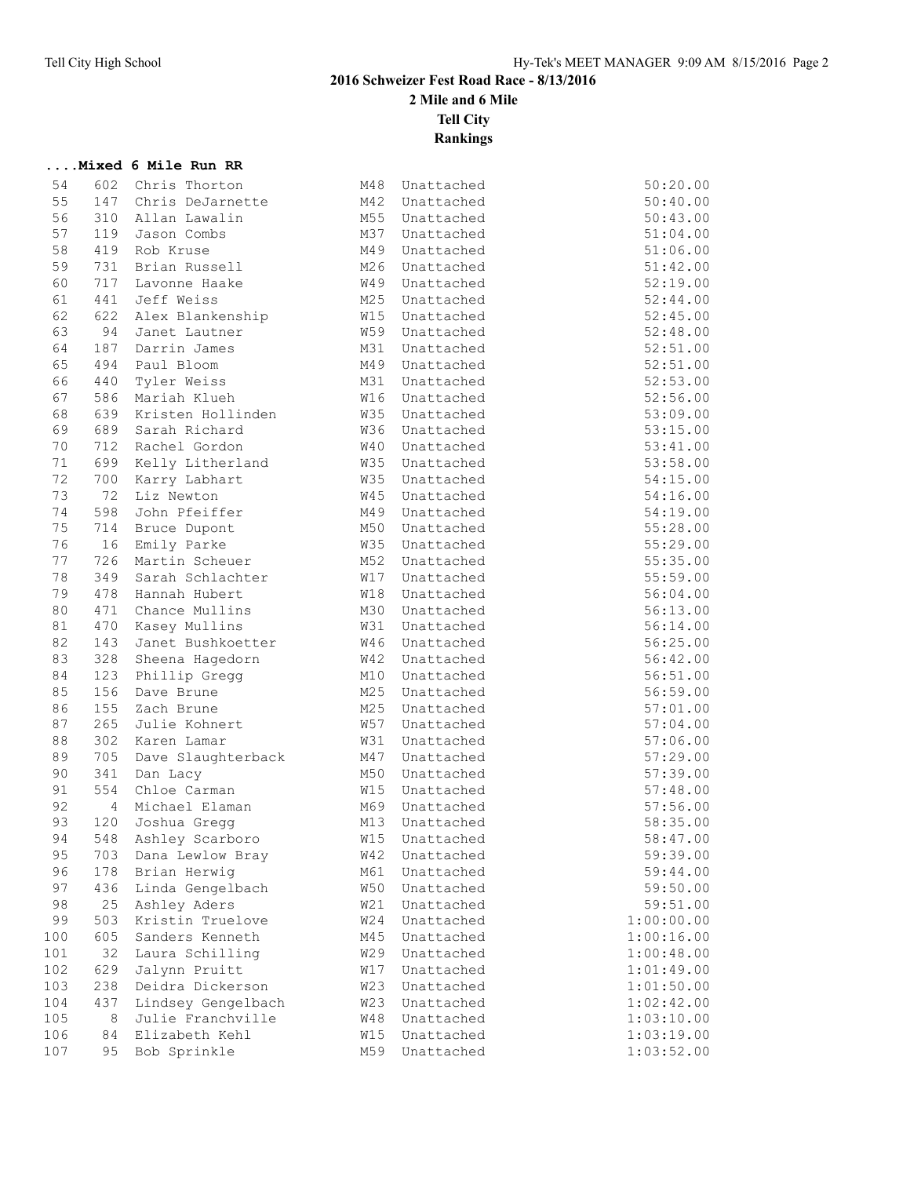# 2016 Schweizer Fest Road Race - 8/13/2016

## 2 Mile and 6 Mile

## Tell City

## Rankings

### ....Mixed 6 Mile Run RR

| Place | Bib | Name | Age | Team | Time |
|---|---|---|---|---|---|
| 54 | 602 | Chris Thorton | M48 | Unattached | 50:20.00 |
| 55 | 147 | Chris DeJarnette | M42 | Unattached | 50:40.00 |
| 56 | 310 | Allan Lawalin | M55 | Unattached | 50:43.00 |
| 57 | 119 | Jason Combs | M37 | Unattached | 51:04.00 |
| 58 | 419 | Rob Kruse | M49 | Unattached | 51:06.00 |
| 59 | 731 | Brian Russell | M26 | Unattached | 51:42.00 |
| 60 | 717 | Lavonne Haake | W49 | Unattached | 52:19.00 |
| 61 | 441 | Jeff Weiss | M25 | Unattached | 52:44.00 |
| 62 | 622 | Alex Blankenship | W15 | Unattached | 52:45.00 |
| 63 | 94 | Janet Lautner | W59 | Unattached | 52:48.00 |
| 64 | 187 | Darrin James | M31 | Unattached | 52:51.00 |
| 65 | 494 | Paul Bloom | M49 | Unattached | 52:51.00 |
| 66 | 440 | Tyler Weiss | M31 | Unattached | 52:53.00 |
| 67 | 586 | Mariah Klueh | W16 | Unattached | 52:56.00 |
| 68 | 639 | Kristen Hollinden | W35 | Unattached | 53:09.00 |
| 69 | 689 | Sarah Richard | W36 | Unattached | 53:15.00 |
| 70 | 712 | Rachel Gordon | W40 | Unattached | 53:41.00 |
| 71 | 699 | Kelly Litherland | W35 | Unattached | 53:58.00 |
| 72 | 700 | Karry Labhart | W35 | Unattached | 54:15.00 |
| 73 | 72 | Liz Newton | W45 | Unattached | 54:16.00 |
| 74 | 598 | John Pfeiffer | M49 | Unattached | 54:19.00 |
| 75 | 714 | Bruce Dupont | M50 | Unattached | 55:28.00 |
| 76 | 16 | Emily Parke | W35 | Unattached | 55:29.00 |
| 77 | 726 | Martin Scheuer | M52 | Unattached | 55:35.00 |
| 78 | 349 | Sarah Schlachter | W17 | Unattached | 55:59.00 |
| 79 | 478 | Hannah Hubert | W18 | Unattached | 56:04.00 |
| 80 | 471 | Chance Mullins | M30 | Unattached | 56:13.00 |
| 81 | 470 | Kasey Mullins | W31 | Unattached | 56:14.00 |
| 82 | 143 | Janet Bushkoetter | W46 | Unattached | 56:25.00 |
| 83 | 328 | Sheena Hagedorn | W42 | Unattached | 56:42.00 |
| 84 | 123 | Phillip Gregg | M10 | Unattached | 56:51.00 |
| 85 | 156 | Dave Brune | M25 | Unattached | 56:59.00 |
| 86 | 155 | Zach Brune | M25 | Unattached | 57:01.00 |
| 87 | 265 | Julie Kohnert | W57 | Unattached | 57:04.00 |
| 88 | 302 | Karen Lamar | W31 | Unattached | 57:06.00 |
| 89 | 705 | Dave Slaughterback | M47 | Unattached | 57:29.00 |
| 90 | 341 | Dan Lacy | M50 | Unattached | 57:39.00 |
| 91 | 554 | Chloe Carman | W15 | Unattached | 57:48.00 |
| 92 | 4 | Michael Elaman | M69 | Unattached | 57:56.00 |
| 93 | 120 | Joshua Gregg | M13 | Unattached | 58:35.00 |
| 94 | 548 | Ashley Scarboro | W15 | Unattached | 58:47.00 |
| 95 | 703 | Dana Lewlow Bray | W42 | Unattached | 59:39.00 |
| 96 | 178 | Brian Herwig | M61 | Unattached | 59:44.00 |
| 97 | 436 | Linda Gengelbach | W50 | Unattached | 59:50.00 |
| 98 | 25 | Ashley Aders | W21 | Unattached | 59:51.00 |
| 99 | 503 | Kristin Truelove | W24 | Unattached | 1:00:00.00 |
| 100 | 605 | Sanders Kenneth | M45 | Unattached | 1:00:16.00 |
| 101 | 32 | Laura Schilling | W29 | Unattached | 1:00:48.00 |
| 102 | 629 | Jalynn Pruitt | W17 | Unattached | 1:01:49.00 |
| 103 | 238 | Deidra Dickerson | W23 | Unattached | 1:01:50.00 |
| 104 | 437 | Lindsey Gengelbach | W23 | Unattached | 1:02:42.00 |
| 105 | 8 | Julie Franchville | W48 | Unattached | 1:03:10.00 |
| 106 | 84 | Elizabeth Kehl | W15 | Unattached | 1:03:19.00 |
| 107 | 95 | Bob Sprinkle | M59 | Unattached | 1:03:52.00 |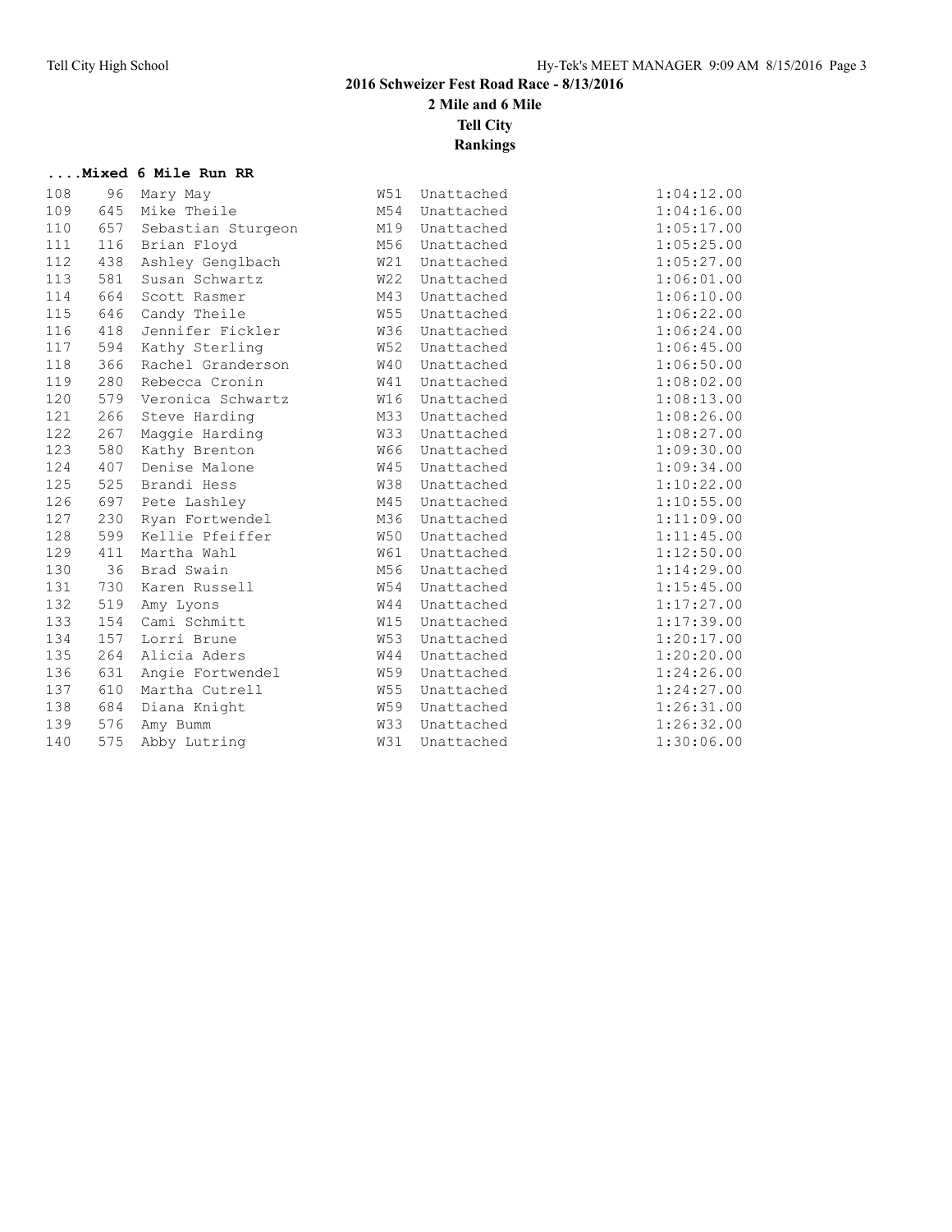**2016 Schweizer Fest Road Race - 8/13/2016**

**2 Mile and 6 Mile**

**Tell City**

**Rankings**

### ....Mixed 6 Mile Run RR

| | | | | | |
|---|---|---|---|---|---|
| 108 | 96 | Mary May | W51 | Unattached | 1:04:12.00 |
| 109 | 645 | Mike Theile | M54 | Unattached | 1:04:16.00 |
| 110 | 657 | Sebastian Sturgeon | M19 | Unattached | 1:05:17.00 |
| 111 | 116 | Brian Floyd | M56 | Unattached | 1:05:25.00 |
| 112 | 438 | Ashley Genglbach | W21 | Unattached | 1:05:27.00 |
| 113 | 581 | Susan Schwartz | W22 | Unattached | 1:06:01.00 |
| 114 | 664 | Scott Rasmer | M43 | Unattached | 1:06:10.00 |
| 115 | 646 | Candy Theile | W55 | Unattached | 1:06:22.00 |
| 116 | 418 | Jennifer Fickler | W36 | Unattached | 1:06:24.00 |
| 117 | 594 | Kathy Sterling | W52 | Unattached | 1:06:45.00 |
| 118 | 366 | Rachel Granderson | W40 | Unattached | 1:06:50.00 |
| 119 | 280 | Rebecca Cronin | W41 | Unattached | 1:08:02.00 |
| 120 | 579 | Veronica Schwartz | W16 | Unattached | 1:08:13.00 |
| 121 | 266 | Steve Harding | M33 | Unattached | 1:08:26.00 |
| 122 | 267 | Maggie Harding | W33 | Unattached | 1:08:27.00 |
| 123 | 580 | Kathy Brenton | W66 | Unattached | 1:09:30.00 |
| 124 | 407 | Denise Malone | W45 | Unattached | 1:09:34.00 |
| 125 | 525 | Brandi Hess | W38 | Unattached | 1:10:22.00 |
| 126 | 697 | Pete Lashley | M45 | Unattached | 1:10:55.00 |
| 127 | 230 | Ryan Fortwendel | M36 | Unattached | 1:11:09.00 |
| 128 | 599 | Kellie Pfeiffer | W50 | Unattached | 1:11:45.00 |
| 129 | 411 | Martha Wahl | W61 | Unattached | 1:12:50.00 |
| 130 | 36 | Brad Swain | M56 | Unattached | 1:14:29.00 |
| 131 | 730 | Karen Russell | W54 | Unattached | 1:15:45.00 |
| 132 | 519 | Amy Lyons | W44 | Unattached | 1:17:27.00 |
| 133 | 154 | Cami Schmitt | W15 | Unattached | 1:17:39.00 |
| 134 | 157 | Lorri Brune | W53 | Unattached | 1:20:17.00 |
| 135 | 264 | Alicia Aders | W44 | Unattached | 1:20:20.00 |
| 136 | 631 | Angie Fortwendel | W59 | Unattached | 1:24:26.00 |
| 137 | 610 | Martha Cutrell | W55 | Unattached | 1:24:27.00 |
| 138 | 684 | Diana Knight | W59 | Unattached | 1:26:31.00 |
| 139 | 576 | Amy Bumm | W33 | Unattached | 1:26:32.00 |
| 140 | 575 | Abby Lutring | W31 | Unattached | 1:30:06.00 |